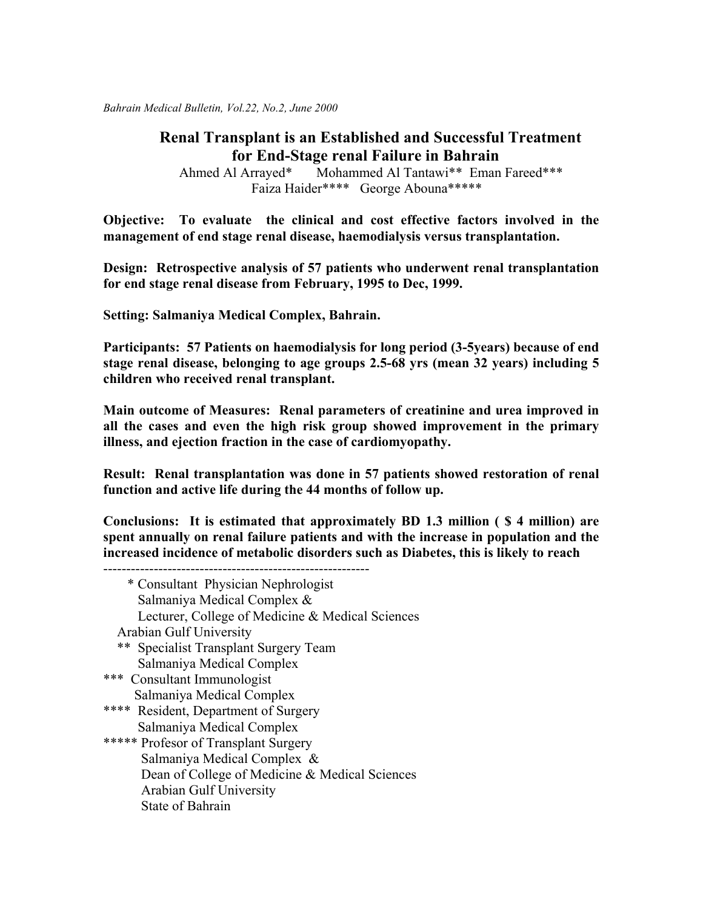*Bahrain Medical Bulletin, Vol.22, No.2, June 2000*

# Renal Transplant is an Established and Successful Treatment for End-Stage renal Failure in Bahrain

Ahmed Al Arrayed* Mohammed Al Tantawi** Eman Fareed***
Faiza Haider**** George Abouna*****

**Objective: To evaluate the clinical and cost effective factors involved in the management of end stage renal disease, haemodialysis versus transplantation.**

**Design: Retrospective analysis of 57 patients who underwent renal transplantation for end stage renal disease from February, 1995 to Dec, 1999.**

**Setting: Salmaniya Medical Complex, Bahrain.**

**Participants: 57 Patients on haemodialysis for long period (3-5years) because of end stage renal disease, belonging to age groups 2.5-68 yrs (mean 32 years) including 5 children who received renal transplant.**

**Main outcome of Measures: Renal parameters of creatinine and urea improved in all the cases and even the high risk group showed improvement in the primary illness, and ejection fraction in the case of cardiomyopathy.**

**Result: Renal transplantation was done in 57 patients showed restoration of renal function and active life during the 44 months of follow up.**

**Conclusions: It is estimated that approximately BD 1.3 million ( $ 4 million) are spent annually on renal failure patients and with the increase in population and the increased incidence of metabolic disorders such as Diabetes, this is likely to reach**

---

\* Consultant Physician Nephrologist
Salmaniya Medical Complex &
Lecturer, College of Medicine & Medical Sciences
Arabian Gulf University

\** Specialist Transplant Surgery Team
Salmaniya Medical Complex

\*** Consultant Immunologist
Salmaniya Medical Complex

\**** Resident, Department of Surgery
Salmaniya Medical Complex

\***** Profesor of Transplant Surgery
Salmaniya Medical Complex &
Dean of College of Medicine & Medical Sciences
Arabian Gulf University
State of Bahrain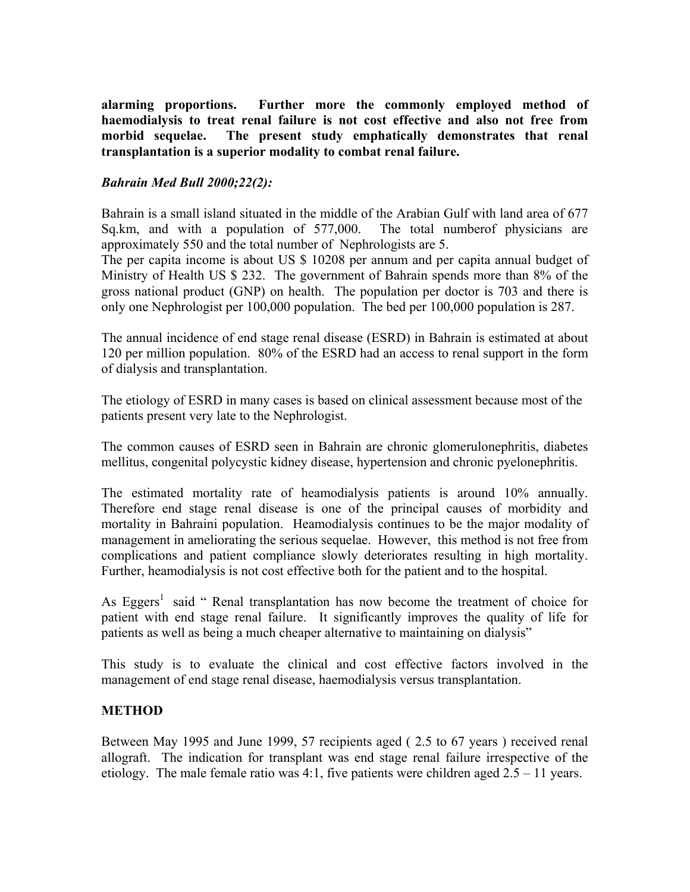**alarming proportions. Further more the commonly employed method of haemodialysis to treat renal failure is not cost effective and also not free from morbid sequelae. The present study emphatically demonstrates that renal transplantation is a superior modality to combat renal failure.**

***Bahrain Med Bull 2000;22(2):***

Bahrain is a small island situated in the middle of the Arabian Gulf with land area of 677 Sq.km, and with a population of 577,000. The total numberof physicians are approximately 550 and the total number of Nephrologists are 5.
The per capita income is about US $ 10208 per annum and per capita annual budget of Ministry of Health US $ 232. The government of Bahrain spends more than 8% of the gross national product (GNP) on health. The population per doctor is 703 and there is only one Nephrologist per 100,000 population. The bed per 100,000 population is 287.

The annual incidence of end stage renal disease (ESRD) in Bahrain is estimated at about 120 per million population. 80% of the ESRD had an access to renal support in the form of dialysis and transplantation.

The etiology of ESRD in many cases is based on clinical assessment because most of the patients present very late to the Nephrologist.

The common causes of ESRD seen in Bahrain are chronic glomerulonephritis, diabetes mellitus, congenital polycystic kidney disease, hypertension and chronic pyelonephritis.

The estimated mortality rate of heamodialysis patients is around 10% annually. Therefore end stage renal disease is one of the principal causes of morbidity and mortality in Bahraini population. Heamodialysis continues to be the major modality of management in ameliorating the serious sequelae. However, this method is not free from complications and patient compliance slowly deteriorates resulting in high mortality. Further, heamodialysis is not cost effective both for the patient and to the hospital.

As Eggers[1] said " Renal transplantation has now become the treatment of choice for patient with end stage renal failure. It significantly improves the quality of life for patients as well as being a much cheaper alternative to maintaining on dialysis"

This study is to evaluate the clinical and cost effective factors involved in the management of end stage renal disease, haemodialysis versus transplantation.

## METHOD

Between May 1995 and June 1999, 57 recipients aged ( 2.5 to 67 years ) received renal allograft. The indication for transplant was end stage renal failure irrespective of the etiology. The male female ratio was 4:1, five patients were children aged 2.5 – 11 years.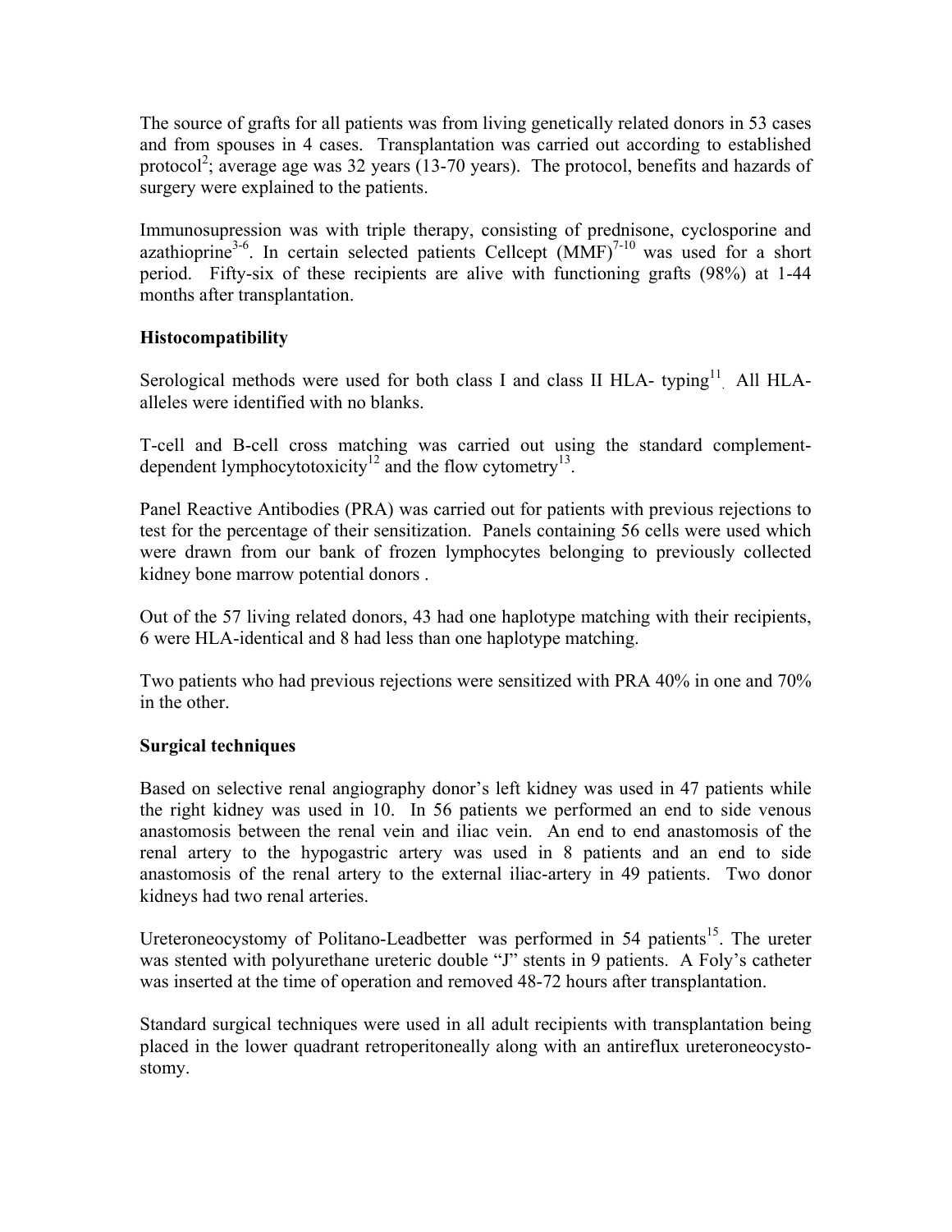The source of grafts for all patients was from living genetically related donors in 53 cases and from spouses in 4 cases. Transplantation was carried out according to established protocol[2]; average age was 32 years (13-70 years). The protocol, benefits and hazards of surgery were explained to the patients.

Immunosupression was with triple therapy, consisting of prednisone, cyclosporine and azathioprine[3-6]. In certain selected patients Cellcept (MMF)[7-10] was used for a short period. Fifty-six of these recipients are alive with functioning grafts (98%) at 1-44 months after transplantation.

### Histocompatibility

Serological methods were used for both class I and class II HLA- typing[11]. All HLA-alleles were identified with no blanks.

T-cell and B-cell cross matching was carried out using the standard complement-dependent lymphocytotoxicity[12] and the flow cytometry[13].

Panel Reactive Antibodies (PRA) was carried out for patients with previous rejections to test for the percentage of their sensitization. Panels containing 56 cells were used which were drawn from our bank of frozen lymphocytes belonging to previously collected kidney bone marrow potential donors .

Out of the 57 living related donors, 43 had one haplotype matching with their recipients, 6 were HLA-identical and 8 had less than one haplotype matching.

Two patients who had previous rejections were sensitized with PRA 40% in one and 70% in the other.

### Surgical techniques

Based on selective renal angiography donor's left kidney was used in 47 patients while the right kidney was used in 10. In 56 patients we performed an end to side venous anastomosis between the renal vein and iliac vein. An end to end anastomosis of the renal artery to the hypogastric artery was used in 8 patients and an end to side anastomosis of the renal artery to the external iliac-artery in 49 patients. Two donor kidneys had two renal arteries.

Ureteroneocystomy of Politano-Leadbetter was performed in 54 patients[15]. The ureter was stented with polyurethane ureteric double "J" stents in 9 patients. A Foly's catheter was inserted at the time of operation and removed 48-72 hours after transplantation.

Standard surgical techniques were used in all adult recipients with transplantation being placed in the lower quadrant retroperitoneally along with an antireflux ureteroneocysto-stomy.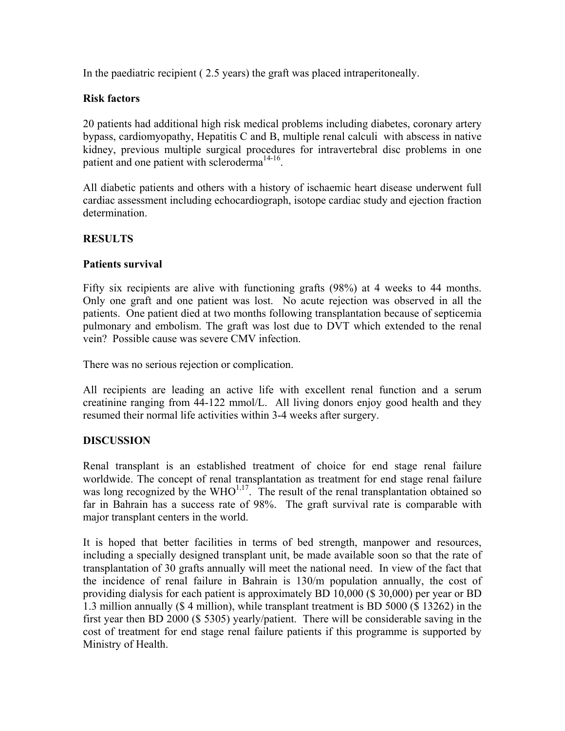In the paediatric recipient ( 2.5 years) the graft was placed intraperitoneally.

**Risk factors**

20 patients had additional high risk medical problems including diabetes, coronary artery bypass, cardiomyopathy, Hepatitis C and B, multiple renal calculi with abscess in native kidney, previous multiple surgical procedures for intravertebral disc problems in one patient and one patient with scleroderma[14-16].

All diabetic patients and others with a history of ischaemic heart disease underwent full cardiac assessment including echocardiograph, isotope cardiac study and ejection fraction determination.

## RESULTS

**Patients survival**

Fifty six recipients are alive with functioning grafts (98%) at 4 weeks to 44 months. Only one graft and one patient was lost. No acute rejection was observed in all the patients. One patient died at two months following transplantation because of septicemia pulmonary and embolism. The graft was lost due to DVT which extended to the renal vein? Possible cause was severe CMV infection.

There was no serious rejection or complication.

All recipients are leading an active life with excellent renal function and a serum creatinine ranging from 44-122 mmol/L. All living donors enjoy good health and they resumed their normal life activities within 3-4 weeks after surgery.

## DISCUSSION

Renal transplant is an established treatment of choice for end stage renal failure worldwide. The concept of renal transplantation as treatment for end stage renal failure was long recognized by the WHO[1,17]. The result of the renal transplantation obtained so far in Bahrain has a success rate of 98%. The graft survival rate is comparable with major transplant centers in the world.

It is hoped that better facilities in terms of bed strength, manpower and resources, including a specially designed transplant unit, be made available soon so that the rate of transplantation of 30 grafts annually will meet the national need. In view of the fact that the incidence of renal failure in Bahrain is 130/m population annually, the cost of providing dialysis for each patient is approximately BD 10,000 ($ 30,000) per year or BD 1.3 million annually ($ 4 million), while transplant treatment is BD 5000 ($ 13262) in the first year then BD 2000 ($ 5305) yearly/patient. There will be considerable saving in the cost of treatment for end stage renal failure patients if this programme is supported by Ministry of Health.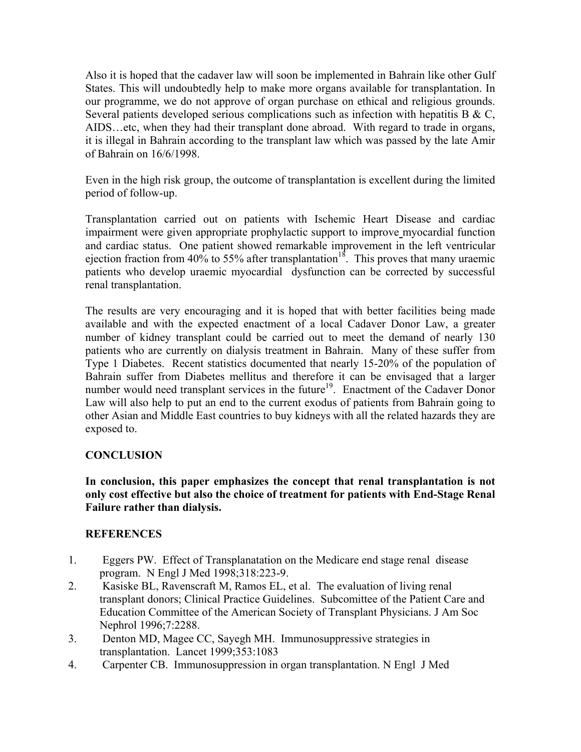Also it is hoped that the cadaver law will soon be implemented in Bahrain like other Gulf States. This will undoubtedly help to make more organs available for transplantation. In our programme, we do not approve of organ purchase on ethical and religious grounds. Several patients developed serious complications such as infection with hepatitis B & C, AIDS…etc, when they had their transplant done abroad. With regard to trade in organs, it is illegal in Bahrain according to the transplant law which was passed by the late Amir of Bahrain on 16/6/1998.

Even in the high risk group, the outcome of transplantation is excellent during the limited period of follow-up.

Transplantation carried out on patients with Ischemic Heart Disease and cardiac impairment were given appropriate prophylactic support to improve myocardial function and cardiac status. One patient showed remarkable improvement in the left ventricular ejection fraction from 40% to 55% after transplantation[18]. This proves that many uraemic patients who develop uraemic myocardial dysfunction can be corrected by successful renal transplantation.

The results are very encouraging and it is hoped that with better facilities being made available and with the expected enactment of a local Cadaver Donor Law, a greater number of kidney transplant could be carried out to meet the demand of nearly 130 patients who are currently on dialysis treatment in Bahrain. Many of these suffer from Type 1 Diabetes. Recent statistics documented that nearly 15-20% of the population of Bahrain suffer from Diabetes mellitus and therefore it can be envisaged that a larger number would need transplant services in the future[19]. Enactment of the Cadaver Donor Law will also help to put an end to the current exodus of patients from Bahrain going to other Asian and Middle East countries to buy kidneys with all the related hazards they are exposed to.

## CONCLUSION

**In conclusion, this paper emphasizes the concept that renal transplantation is not only cost effective but also the choice of treatment for patients with End-Stage Renal Failure rather than dialysis.**

## REFERENCES

1. Eggers PW. Effect of Transplanatation on the Medicare end stage renal disease program. N Engl J Med 1998;318:223-9.
2. Kasiske BL, Ravenscraft M, Ramos EL, et al. The evaluation of living renal transplant donors; Clinical Practice Guidelines. Subcomittee of the Patient Care and Education Committee of the American Society of Transplant Physicians. J Am Soc Nephrol 1996;7:2288.
3. Denton MD, Magee CC, Sayegh MH. Immunosuppressive strategies in transplantation. Lancet 1999;353:1083
4. Carpenter CB. Immunosuppression in organ transplantation. N Engl J Med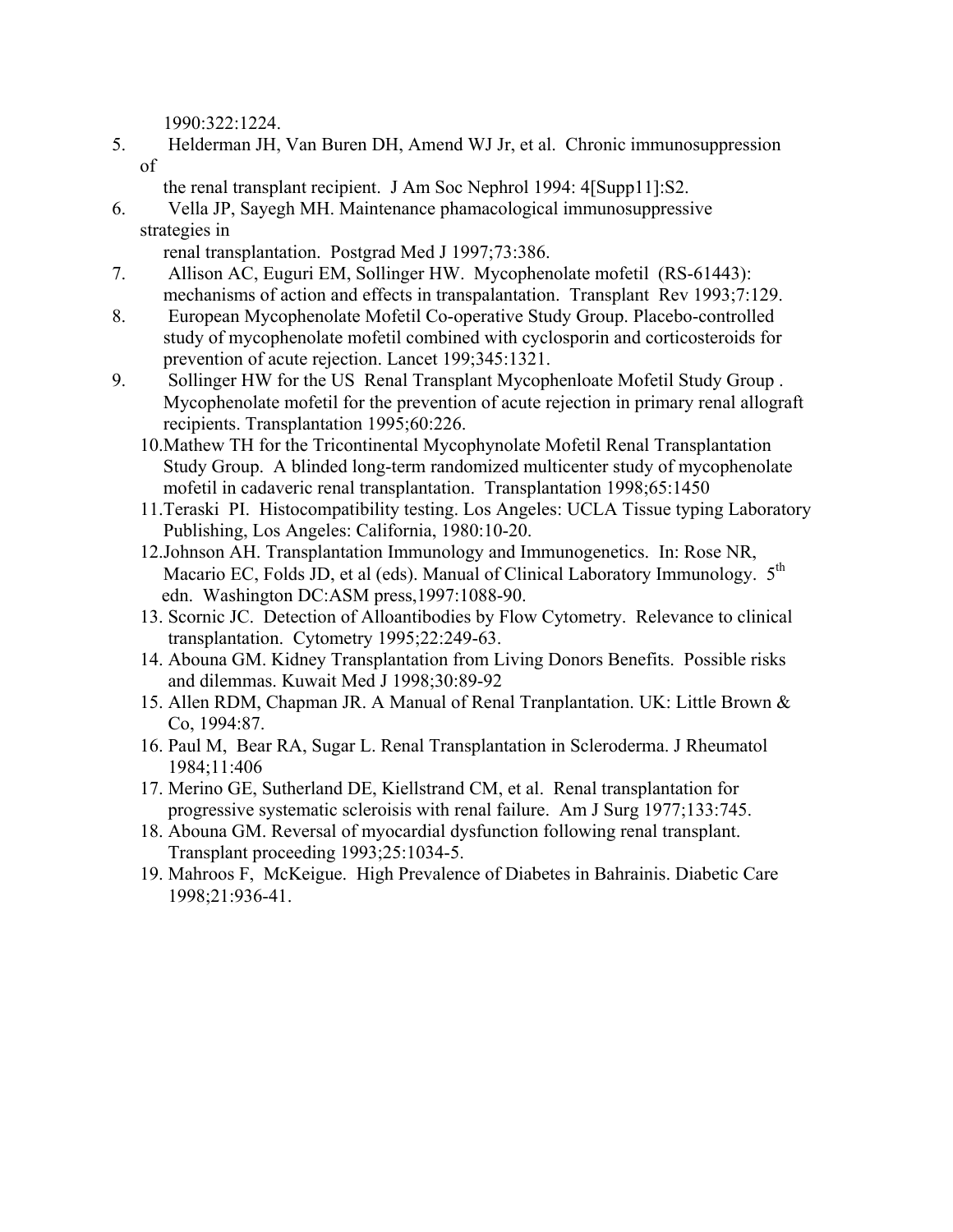1990:322:1224.

5. Helderman JH, Van Buren DH, Amend WJ Jr, et al. Chronic immunosuppression of the renal transplant recipient. J Am Soc Nephrol 1994: 4[Supp11]:S2.
6. Vella JP, Sayegh MH. Maintenance phamacological immunosuppressive strategies in renal transplantation. Postgrad Med J 1997;73:386.
7. Allison AC, Euguri EM, Sollinger HW. Mycophenolate mofetil (RS-61443): mechanisms of action and effects in transpalantation. Transplant Rev 1993;7:129.
8. European Mycophenolate Mofetil Co-operative Study Group. Placebo-controlled study of mycophenolate mofetil combined with cyclosporin and corticosteroids for prevention of acute rejection. Lancet 199;345:1321.
9. Sollinger HW for the US Renal Transplant Mycophenloate Mofetil Study Group . Mycophenolate mofetil for the prevention of acute rejection in primary renal allograft recipients. Transplantation 1995;60:226.
10. Mathew TH for the Tricontinental Mycophynolate Mofetil Renal Transplantation Study Group. A blinded long-term randomized multicenter study of mycophenolate mofetil in cadaveric renal transplantation. Transplantation 1998;65:1450
11. Teraski PI. Histocompatibility testing. Los Angeles: UCLA Tissue typing Laboratory Publishing, Los Angeles: California, 1980:10-20.
12. Johnson AH. Transplantation Immunology and Immunogenetics. In: Rose NR, Macario EC, Folds JD, et al (eds). Manual of Clinical Laboratory Immunology. 5th edn. Washington DC:ASM press,1997:1088-90.
13. Scornic JC. Detection of Alloantibodies by Flow Cytometry. Relevance to clinical transplantation. Cytometry 1995;22:249-63.
14. Abouna GM. Kidney Transplantation from Living Donors Benefits. Possible risks and dilemmas. Kuwait Med J 1998;30:89-92
15. Allen RDM, Chapman JR. A Manual of Renal Tranplantation. UK: Little Brown & Co, 1994:87.
16. Paul M, Bear RA, Sugar L. Renal Transplantation in Scleroderma. J Rheumatol 1984;11:406
17. Merino GE, Sutherland DE, Kiellstrand CM, et al. Renal transplantation for progressive systematic scleroisis with renal failure. Am J Surg 1977;133:745.
18. Abouna GM. Reversal of myocardial dysfunction following renal transplant. Transplant proceeding 1993;25:1034-5.
19. Mahroos F, McKeigue. High Prevalence of Diabetes in Bahrainis. Diabetic Care 1998;21:936-41.